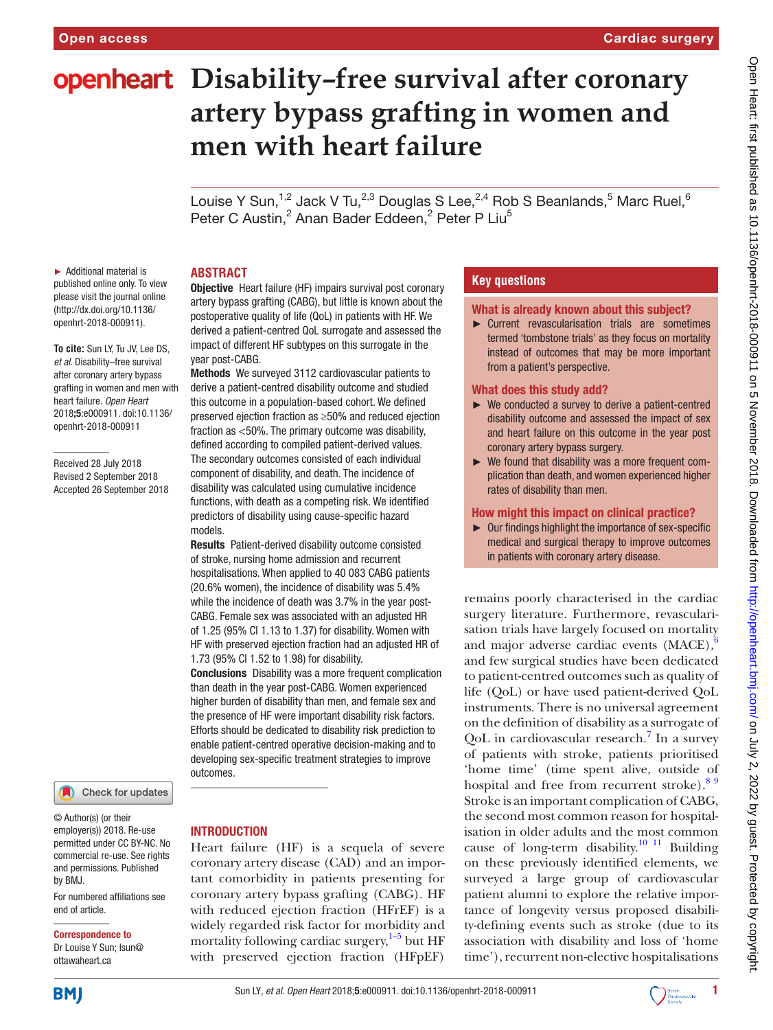Open access | Cardiac surgery

# Disability–free survival after coronary artery bypass grafting in women and men with heart failure

Louise Y Sun,[1,2] Jack V Tu,[2,3] Douglas S Lee,[2,4] Rob S Beanlands,[5] Marc Ruel,[6] Peter C Austin,[2] Anan Bader Eddeen,[2] Peter P Liu[5]

► Additional material is published online only. To view please visit the journal online (http://dx.doi.org/10.1136/openhrt-2018-000911).

**To cite:** Sun LY, Tu JV, Lee DS, *et al*. Disability–free survival after coronary artery bypass grafting in women and men with heart failure. *Open Heart* 2018;**5**:e000911. doi:10.1136/openhrt-2018-000911

Received 28 July 2018
Revised 2 September 2018
Accepted 26 September 2018

## ABSTRACT

**Objective** Heart failure (HF) impairs survival post coronary artery bypass grafting (CABG), but little is known about the postoperative quality of life (QoL) in patients with HF. We derived a patient-centred QoL surrogate and assessed the impact of different HF subtypes on this surrogate in the year post-CABG.

**Methods** We surveyed 3112 cardiovascular patients to derive a patient-centred disability outcome and studied this outcome in a population-based cohort. We defined preserved ejection fraction as ≥50% and reduced ejection fraction as <50%. The primary outcome was disability, defined according to compiled patient-derived values. The secondary outcomes consisted of each individual component of disability, and death. The incidence of disability was calculated using cumulative incidence functions, with death as a competing risk. We identified predictors of disability using cause-specific hazard models.

**Results** Patient-derived disability outcome consisted of stroke, nursing home admission and recurrent hospitalisations. When applied to 40 083 CABG patients (20.6% women), the incidence of disability was 5.4% while the incidence of death was 3.7% in the year post-CABG. Female sex was associated with an adjusted HR of 1.25 (95% CI 1.13 to 1.37) for disability. Women with HF with preserved ejection fraction had an adjusted HR of 1.73 (95% CI 1.52 to 1.98) for disability.

**Conclusions** Disability was a more frequent complication than death in the year post-CABG. Women experienced higher burden of disability than men, and female sex and the presence of HF were important disability risk factors. Efforts should be dedicated to disability risk prediction to enable patient-centred operative decision-making and to developing sex-specific treatment strategies to improve outcomes.

## Key questions

### What is already known about this subject?

► Current revascularisation trials are sometimes termed 'tombstone trials' as they focus on mortality instead of outcomes that may be more important from a patient's perspective.

### What does this study add?

► We conducted a survey to derive a patient-centred disability outcome and assessed the impact of sex and heart failure on this outcome in the year post coronary artery bypass surgery.

► We found that disability was a more frequent complication than death, and women experienced higher rates of disability than men.

### How might this impact on clinical practice?

► Our findings highlight the importance of sex-specific medical and surgical therapy to improve outcomes in patients with coronary artery disease.

## INTRODUCTION

Heart failure (HF) is a sequela of severe coronary artery disease (CAD) and an important comorbidity in patients presenting for coronary artery bypass grafting (CABG). HF with reduced ejection fraction (HFrEF) is a widely regarded risk factor for morbidity and mortality following cardiac surgery,[1–5] but HF with preserved ejection fraction (HFpEF) remains poorly characterised in the cardiac surgery literature. Furthermore, revascularisation trials have largely focused on mortality and major adverse cardiac events (MACE),[6] and few surgical studies have been dedicated to patient-centred outcomes such as quality of life (QoL) or have used patient-derived QoL instruments. There is no universal agreement on the definition of disability as a surrogate of QoL in cardiovascular research.[7] In a survey of patients with stroke, patients prioritised 'home time' (time spent alive, outside of hospital and free from recurrent stroke).[8 9] Stroke is an important complication of CABG, the second most common reason for hospitalisation in older adults and the most common cause of long-term disability.[10 11] Building on these previously identified elements, we surveyed a large group of cardiovascular patient alumni to explore the relative importance of longevity versus proposed disability-defining events such as stroke (due to its association with disability and loss of 'home time'), recurrent non-elective hospitalisations

© Author(s) (or their employer(s)) 2018. Re-use permitted under CC BY-NC. No commercial re-use. See rights and permissions. Published by BMJ.

For numbered affiliations see end of article.

**Correspondence to**
Dr Louise Y Sun; lsun@ottawaheart.ca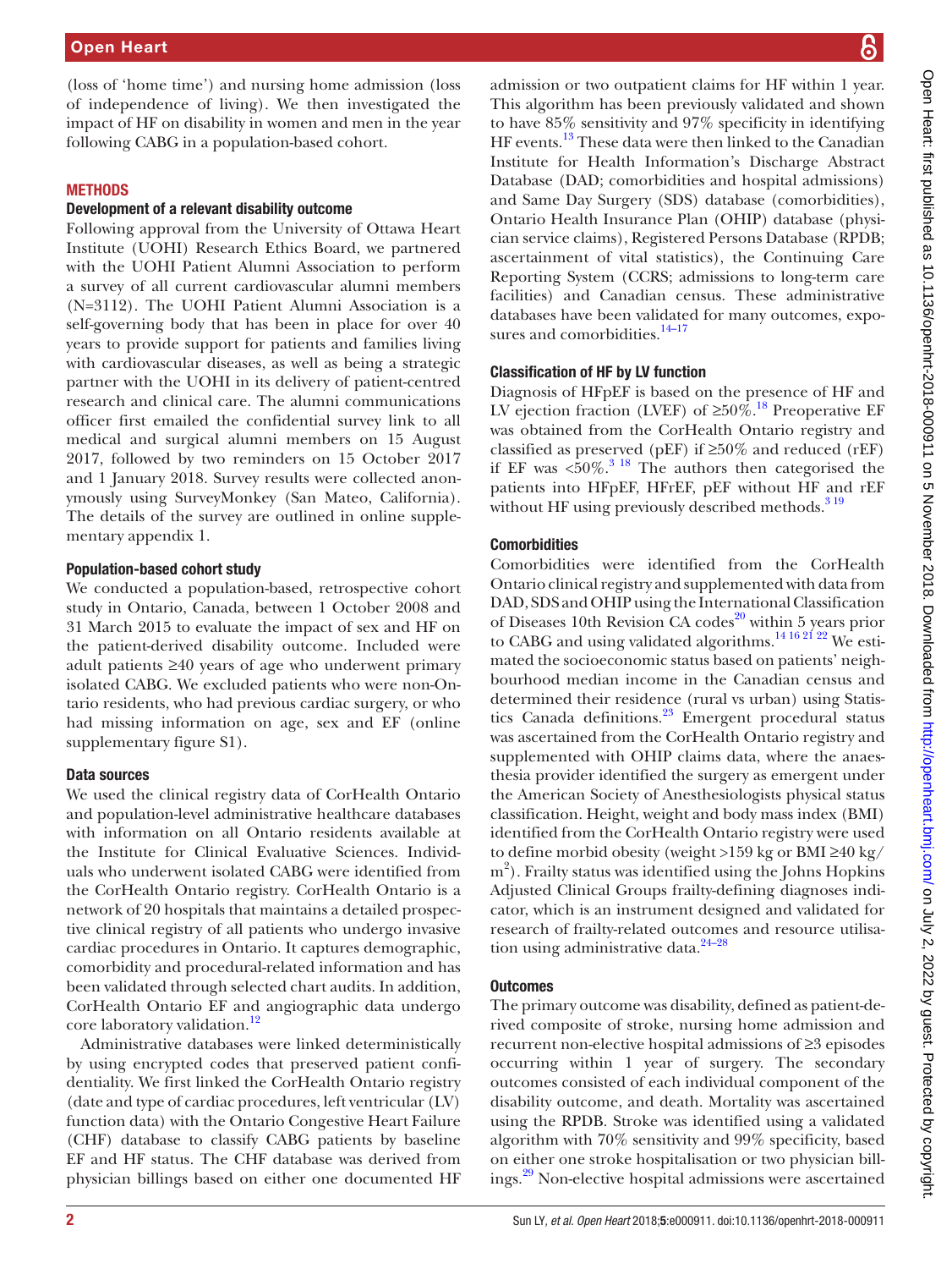(loss of 'home time') and nursing home admission (loss of independence of living). We then investigated the impact of HF on disability in women and men in the year following CABG in a population-based cohort.

## Methods

### Development of a relevant disability outcome

Following approval from the University of Ottawa Heart Institute (UOHI) Research Ethics Board, we partnered with the UOHI Patient Alumni Association to perform a survey of all current cardiovascular alumni members (N=3112). The UOHI Patient Alumni Association is a self-governing body that has been in place for over 40 years to provide support for patients and families living with cardiovascular diseases, as well as being a strategic partner with the UOHI in its delivery of patient-centred research and clinical care. The alumni communications officer first emailed the confidential survey link to all medical and surgical alumni members on 15 August 2017, followed by two reminders on 15 October 2017 and 1 January 2018. Survey results were collected anonymously using SurveyMonkey (San Mateo, California). The details of the survey are outlined in online supplementary appendix 1.

### Population-based cohort study

We conducted a population-based, retrospective cohort study in Ontario, Canada, between 1 October 2008 and 31 March 2015 to evaluate the impact of sex and HF on the patient-derived disability outcome. Included were adult patients ≥40 years of age who underwent primary isolated CABG. We excluded patients who were non-Ontario residents, who had previous cardiac surgery, or who had missing information on age, sex and EF (online supplementary figure S1).

### Data sources

We used the clinical registry data of CorHealth Ontario and population-level administrative healthcare databases with information on all Ontario residents available at the Institute for Clinical Evaluative Sciences. Individuals who underwent isolated CABG were identified from the CorHealth Ontario registry. CorHealth Ontario is a network of 20 hospitals that maintains a detailed prospective clinical registry of all patients who undergo invasive cardiac procedures in Ontario. It captures demographic, comorbidity and procedural-related information and has been validated through selected chart audits. In addition, CorHealth Ontario EF and angiographic data undergo core laboratory validation.[12]

Administrative databases were linked deterministically by using encrypted codes that preserved patient confidentiality. We first linked the CorHealth Ontario registry (date and type of cardiac procedures, left ventricular (LV) function data) with the Ontario Congestive Heart Failure (CHF) database to classify CABG patients by baseline EF and HF status. The CHF database was derived from physician billings based on either one documented HF admission or two outpatient claims for HF within 1 year. This algorithm has been previously validated and shown to have 85% sensitivity and 97% specificity in identifying HF events.[13] These data were then linked to the Canadian Institute for Health Information's Discharge Abstract Database (DAD; comorbidities and hospital admissions) and Same Day Surgery (SDS) database (comorbidities), Ontario Health Insurance Plan (OHIP) database (physician service claims), Registered Persons Database (RPDB; ascertainment of vital statistics), the Continuing Care Reporting System (CCRS; admissions to long-term care facilities) and Canadian census. These administrative databases have been validated for many outcomes, exposures and comorbidities.[14–17]

### Classification of HF by LV function

Diagnosis of HFpEF is based on the presence of HF and LV ejection fraction (LVEF) of ≥50%.[18] Preoperative EF was obtained from the CorHealth Ontario registry and classified as preserved (pEF) if ≥50% and reduced (rEF) if EF was <50%.[3,18] The authors then categorised the patients into HFpEF, HFrEF, pEF without HF and rEF without HF using previously described methods.[3,19]

### Comorbidities

Comorbidities were identified from the CorHealth Ontario clinical registry and supplemented with data from DAD, SDS and OHIP using the International Classification of Diseases 10th Revision CA codes[20] within 5 years prior to CABG and using validated algorithms.[14,16,21,22] We estimated the socioeconomic status based on patients' neighbourhood median income in the Canadian census and determined their residence (rural vs urban) using Statistics Canada definitions.[23] Emergent procedural status was ascertained from the CorHealth Ontario registry and supplemented with OHIP claims data, where the anaesthesia provider identified the surgery as emergent under the American Society of Anesthesiologists physical status classification. Height, weight and body mass index (BMI) identified from the CorHealth Ontario registry were used to define morbid obesity (weight >159 kg or BMI ≥40 kg/m$^2$). Frailty status was identified using the Johns Hopkins Adjusted Clinical Groups frailty-defining diagnoses indicator, which is an instrument designed and validated for research of frailty-related outcomes and resource utilisation using administrative data.[24–28]

### Outcomes

The primary outcome was disability, defined as patient-derived composite of stroke, nursing home admission and recurrent non-elective hospital admissions of ≥3 episodes occurring within 1 year of surgery. The secondary outcomes consisted of each individual component of the disability outcome, and death. Mortality was ascertained using the RPDB. Stroke was identified using a validated algorithm with 70% sensitivity and 99% specificity, based on either one stroke hospitalisation or two physician billings.[29] Non-elective hospital admissions were ascertained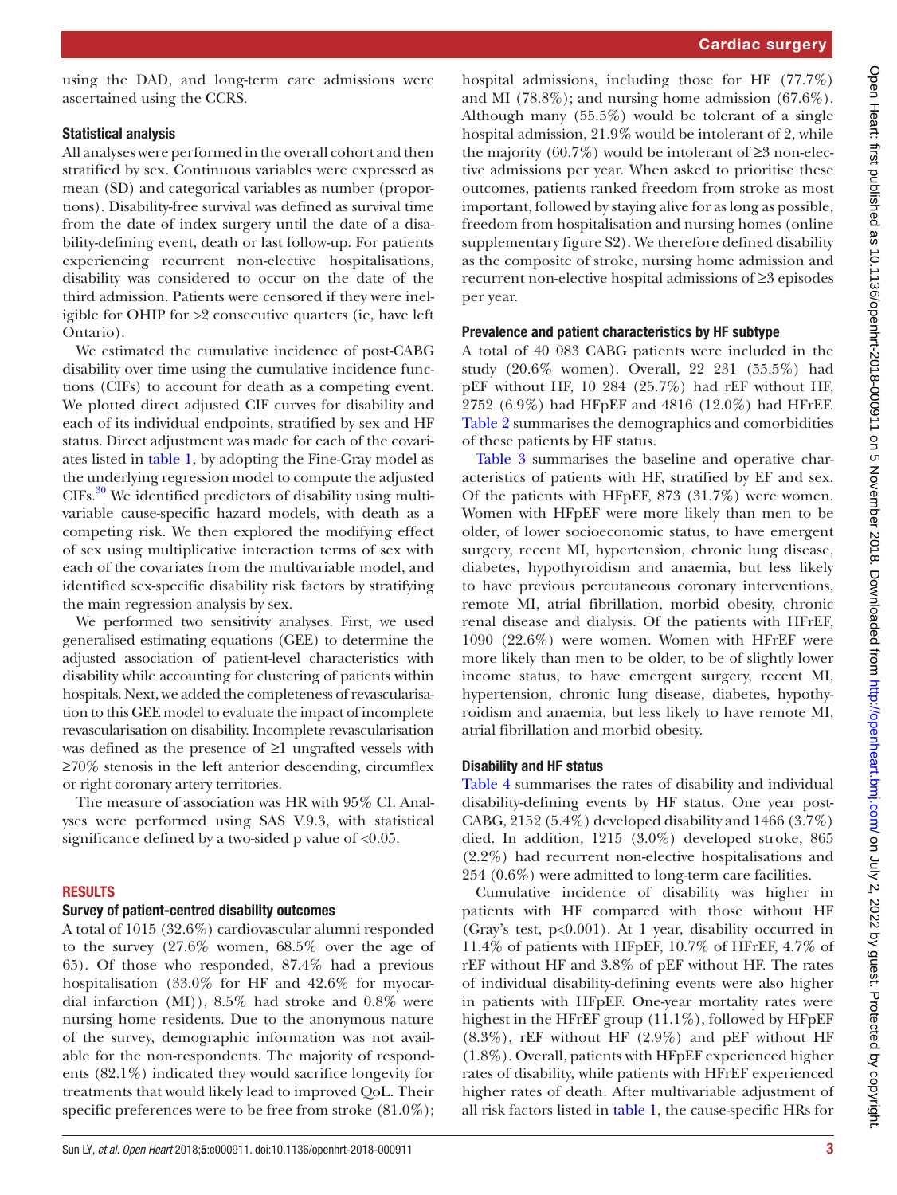using the DAD, and long-term care admissions were ascertained using the CCRS.

### Statistical analysis

All analyses were performed in the overall cohort and then stratified by sex. Continuous variables were expressed as mean (SD) and categorical variables as number (proportions). Disability-free survival was defined as survival time from the date of index surgery until the date of a disability-defining event, death or last follow-up. For patients experiencing recurrent non-elective hospitalisations, disability was considered to occur on the date of the third admission. Patients were censored if they were ineligible for OHIP for >2 consecutive quarters (ie, have left Ontario).

We estimated the cumulative incidence of post-CABG disability over time using the cumulative incidence functions (CIFs) to account for death as a competing event. We plotted direct adjusted CIF curves for disability and each of its individual endpoints, stratified by sex and HF status. Direct adjustment was made for each of the covariates listed in table 1, by adopting the Fine-Gray model as the underlying regression model to compute the adjusted CIFs.[30] We identified predictors of disability using multivariable cause-specific hazard models, with death as a competing risk. We then explored the modifying effect of sex using multiplicative interaction terms of sex with each of the covariates from the multivariable model, and identified sex-specific disability risk factors by stratifying the main regression analysis by sex.

We performed two sensitivity analyses. First, we used generalised estimating equations (GEE) to determine the adjusted association of patient-level characteristics with disability while accounting for clustering of patients within hospitals. Next, we added the completeness of revascularisation to this GEE model to evaluate the impact of incomplete revascularisation on disability. Incomplete revascularisation was defined as the presence of ≥1 ungrafted vessels with ≥70% stenosis in the left anterior descending, circumflex or right coronary artery territories.

The measure of association was HR with 95% CI. Analyses were performed using SAS V.9.3, with statistical significance defined by a two-sided p value of <0.05.

## RESULTS

### Survey of patient-centred disability outcomes

A total of 1015 (32.6%) cardiovascular alumni responded to the survey (27.6% women, 68.5% over the age of 65). Of those who responded, 87.4% had a previous hospitalisation (33.0% for HF and 42.6% for myocardial infarction (MI)), 8.5% had stroke and 0.8% were nursing home residents. Due to the anonymous nature of the survey, demographic information was not available for the non-respondents. The majority of respondents (82.1%) indicated they would sacrifice longevity for treatments that would likely lead to improved QoL. Their specific preferences were to be free from stroke (81.0%); hospital admissions, including those for HF (77.7%) and MI (78.8%); and nursing home admission (67.6%). Although many (55.5%) would be tolerant of a single hospital admission, 21.9% would be intolerant of 2, while the majority (60.7%) would be intolerant of ≥3 non-elective admissions per year. When asked to prioritise these outcomes, patients ranked freedom from stroke as most important, followed by staying alive for as long as possible, freedom from hospitalisation and nursing homes (online supplementary figure S2). We therefore defined disability as the composite of stroke, nursing home admission and recurrent non-elective hospital admissions of ≥3 episodes per year.

### Prevalence and patient characteristics by HF subtype

A total of 40 083 CABG patients were included in the study (20.6% women). Overall, 22 231 (55.5%) had pEF without HF, 10 284 (25.7%) had rEF without HF, 2752 (6.9%) had HFpEF and 4816 (12.0%) had HFrEF. Table 2 summarises the demographics and comorbidities of these patients by HF status.

Table 3 summarises the baseline and operative characteristics of patients with HF, stratified by EF and sex. Of the patients with HFpEF, 873 (31.7%) were women. Women with HFpEF were more likely than men to be older, of lower socioeconomic status, to have emergent surgery, recent MI, hypertension, chronic lung disease, diabetes, hypothyroidism and anaemia, but less likely to have previous percutaneous coronary interventions, remote MI, atrial fibrillation, morbid obesity, chronic renal disease and dialysis. Of the patients with HFrEF, 1090 (22.6%) were women. Women with HFrEF were more likely than men to be older, to be of slightly lower income status, to have emergent surgery, recent MI, hypertension, chronic lung disease, diabetes, hypothyroidism and anaemia, but less likely to have remote MI, atrial fibrillation and morbid obesity.

### Disability and HF status

Table 4 summarises the rates of disability and individual disability-defining events by HF status. One year post-CABG, 2152 (5.4%) developed disability and 1466 (3.7%) died. In addition, 1215 (3.0%) developed stroke, 865 (2.2%) had recurrent non-elective hospitalisations and 254 (0.6%) were admitted to long-term care facilities.

Cumulative incidence of disability was higher in patients with HF compared with those without HF (Gray's test, p<0.001). At 1 year, disability occurred in 11.4% of patients with HFpEF, 10.7% of HFrEF, 4.7% of rEF without HF and 3.8% of pEF without HF. The rates of individual disability-defining events were also higher in patients with HFpEF. One-year mortality rates were highest in the HFrEF group (11.1%), followed by HFpEF (8.3%), rEF without HF (2.9%) and pEF without HF (1.8%). Overall, patients with HFpEF experienced higher rates of disability, while patients with HFrEF experienced higher rates of death. After multivariable adjustment of all risk factors listed in table 1, the cause-specific HRs for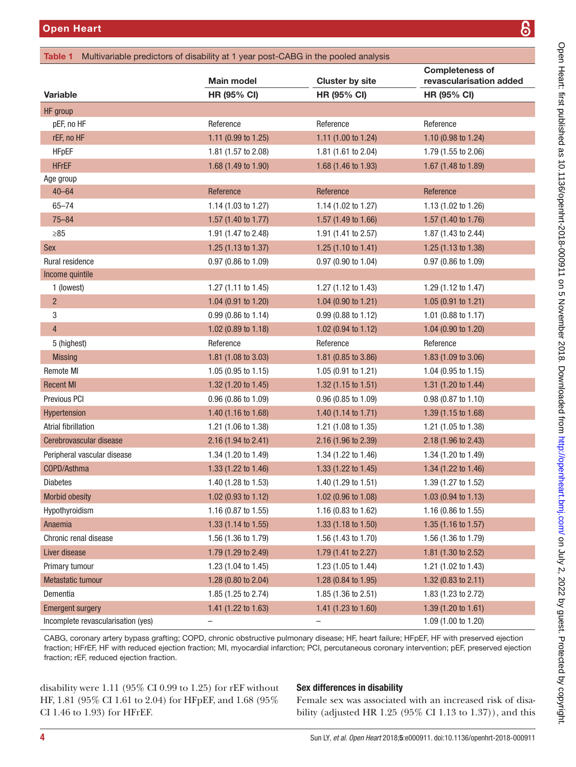**Table 1** Multivariable predictors of disability at 1 year post-CABG in the pooled analysis

| Variable | Main model HR (95% CI) | Cluster by site HR (95% CI) | Completeness of revascularisation added HR (95% CI) |
|---|---|---|---|
| HF group | | | |
| pEF, no HF | Reference | Reference | Reference |
| rEF, no HF | 1.11 (0.99 to 1.25) | 1.11 (1.00 to 1.24) | 1.10 (0.98 to 1.24) |
| HFpEF | 1.81 (1.57 to 2.08) | 1.81 (1.61 to 2.04) | 1.79 (1.55 to 2.06) |
| HFrEF | 1.68 (1.49 to 1.90) | 1.68 (1.46 to 1.93) | 1.67 (1.48 to 1.89) |
| Age group | | | |
| 40–64 | Reference | Reference | Reference |
| 65–74 | 1.14 (1.03 to 1.27) | 1.14 (1.02 to 1.27) | 1.13 (1.02 to 1.26) |
| 75–84 | 1.57 (1.40 to 1.77) | 1.57 (1.49 to 1.66) | 1.57 (1.40 to 1.76) |
| ≥85 | 1.91 (1.47 to 2.48) | 1.91 (1.41 to 2.57) | 1.87 (1.43 to 2.44) |
| Sex | 1.25 (1.13 to 1.37) | 1.25 (1.10 to 1.41) | 1.25 (1.13 to 1.38) |
| Rural residence | 0.97 (0.86 to 1.09) | 0.97 (0.90 to 1.04) | 0.97 (0.86 to 1.09) |
| Income quintile | | | |
| 1 (lowest) | 1.27 (1.11 to 1.45) | 1.27 (1.12 to 1.43) | 1.29 (1.12 to 1.47) |
| 2 | 1.04 (0.91 to 1.20) | 1.04 (0.90 to 1.21) | 1.05 (0.91 to 1.21) |
| 3 | 0.99 (0.86 to 1.14) | 0.99 (0.88 to 1.12) | 1.01 (0.88 to 1.17) |
| 4 | 1.02 (0.89 to 1.18) | 1.02 (0.94 to 1.12) | 1.04 (0.90 to 1.20) |
| 5 (highest) | Reference | Reference | Reference |
| Missing | 1.81 (1.08 to 3.03) | 1.81 (0.85 to 3.86) | 1.83 (1.09 to 3.06) |
| Remote MI | 1.05 (0.95 to 1.15) | 1.05 (0.91 to 1.21) | 1.04 (0.95 to 1.15) |
| Recent MI | 1.32 (1.20 to 1.45) | 1.32 (1.15 to 1.51) | 1.31 (1.20 to 1.44) |
| Previous PCI | 0.96 (0.86 to 1.09) | 0.96 (0.85 to 1.09) | 0.98 (0.87 to 1.10) |
| Hypertension | 1.40 (1.16 to 1.68) | 1.40 (1.14 to 1.71) | 1.39 (1.15 to 1.68) |
| Atrial fibrillation | 1.21 (1.06 to 1.38) | 1.21 (1.08 to 1.35) | 1.21 (1.05 to 1.38) |
| Cerebrovascular disease | 2.16 (1.94 to 2.41) | 2.16 (1.96 to 2.39) | 2.18 (1.96 to 2.43) |
| Peripheral vascular disease | 1.34 (1.20 to 1.49) | 1.34 (1.22 to 1.46) | 1.34 (1.20 to 1.49) |
| COPD/Asthma | 1.33 (1.22 to 1.46) | 1.33 (1.22 to 1.45) | 1.34 (1.22 to 1.46) |
| Diabetes | 1.40 (1.28 to 1.53) | 1.40 (1.29 to 1.51) | 1.39 (1.27 to 1.52) |
| Morbid obesity | 1.02 (0.93 to 1.12) | 1.02 (0.96 to 1.08) | 1.03 (0.94 to 1.13) |
| Hypothyroidism | 1.16 (0.87 to 1.55) | 1.16 (0.83 to 1.62) | 1.16 (0.86 to 1.55) |
| Anaemia | 1.33 (1.14 to 1.55) | 1.33 (1.18 to 1.50) | 1.35 (1.16 to 1.57) |
| Chronic renal disease | 1.56 (1.36 to 1.79) | 1.56 (1.43 to 1.70) | 1.56 (1.36 to 1.79) |
| Liver disease | 1.79 (1.29 to 2.49) | 1.79 (1.41 to 2.27) | 1.81 (1.30 to 2.52) |
| Primary tumour | 1.23 (1.04 to 1.45) | 1.23 (1.05 to 1.44) | 1.21 (1.02 to 1.43) |
| Metastatic tumour | 1.28 (0.80 to 2.04) | 1.28 (0.84 to 1.95) | 1.32 (0.83 to 2.11) |
| Dementia | 1.85 (1.25 to 2.74) | 1.85 (1.36 to 2.51) | 1.83 (1.23 to 2.72) |
| Emergent surgery | 1.41 (1.22 to 1.63) | 1.41 (1.23 to 1.60) | 1.39 (1.20 to 1.61) |
| Incomplete revascularisation (yes) | – | – | 1.09 (1.00 to 1.20) |

CABG, coronary artery bypass grafting; COPD, chronic obstructive pulmonary disease; HF, heart failure; HFpEF, HF with preserved ejection fraction; HFrEF, HF with reduced ejection fraction; MI, myocardial infarction; PCI, percutaneous coronary intervention; pEF, preserved ejection fraction; rEF, reduced ejection fraction.

disability were 1.11 (95% CI 0.99 to 1.25) for rEF without HF, 1.81 (95% CI 1.61 to 2.04) for HFpEF, and 1.68 (95% CI 1.46 to 1.93) for HFrEF.

### Sex differences in disability

Female sex was associated with an increased risk of disability (adjusted HR 1.25 (95% CI 1.13 to 1.37)), and this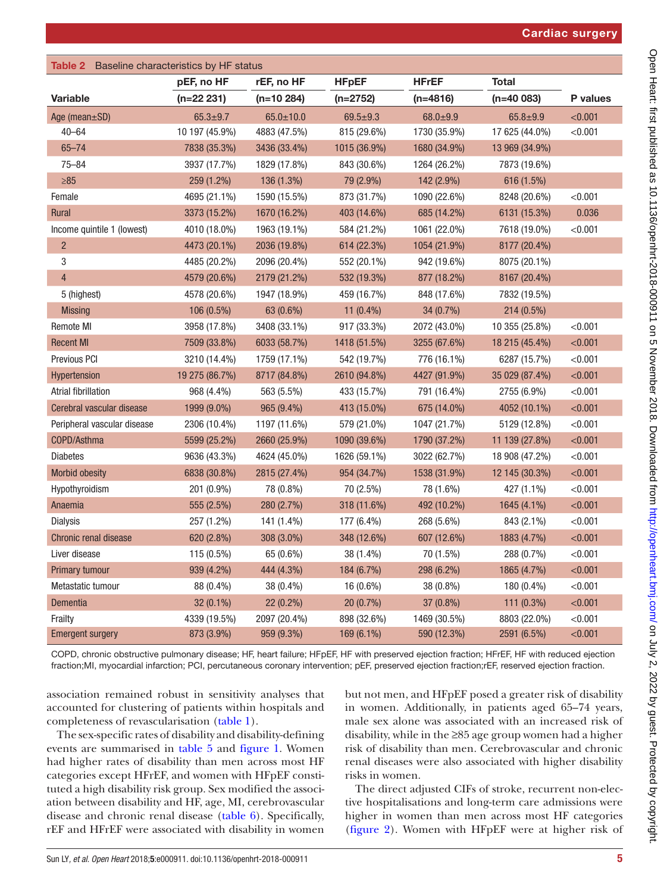**Table 2** Baseline characteristics by HF status

| Variable | pEF, no HF (n=22 231) | rEF, no HF (n=10 284) | HFpEF (n=2752) | HFrEF (n=4816) | Total (n=40 083) | P values |
|---|---|---|---|---|---|---|
| Age (mean±SD) | 65.3±9.7 | 65.0±10.0 | 69.5±9.3 | 68.0±9.9 | 65.8±9.9 | <0.001 |
| 40–64 | 10 197 (45.9%) | 4883 (47.5%) | 815 (29.6%) | 1730 (35.9%) | 17 625 (44.0%) | <0.001 |
| 65–74 | 7838 (35.3%) | 3436 (33.4%) | 1015 (36.9%) | 1680 (34.9%) | 13 969 (34.9%) | |
| 75–84 | 3937 (17.7%) | 1829 (17.8%) | 843 (30.6%) | 1264 (26.2%) | 7873 (19.6%) | |
| ≥85 | 259 (1.2%) | 136 (1.3%) | 79 (2.9%) | 142 (2.9%) | 616 (1.5%) | |
| Female | 4695 (21.1%) | 1590 (15.5%) | 873 (31.7%) | 1090 (22.6%) | 8248 (20.6%) | <0.001 |
| Rural | 3373 (15.2%) | 1670 (16.2%) | 403 (14.6%) | 685 (14.2%) | 6131 (15.3%) | 0.036 |
| Income quintile 1 (lowest) | 4010 (18.0%) | 1963 (19.1%) | 584 (21.2%) | 1061 (22.0%) | 7618 (19.0%) | <0.001 |
| 2 | 4473 (20.1%) | 2036 (19.8%) | 614 (22.3%) | 1054 (21.9%) | 8177 (20.4%) | |
| 3 | 4485 (20.2%) | 2096 (20.4%) | 552 (20.1%) | 942 (19.6%) | 8075 (20.1%) | |
| 4 | 4579 (20.6%) | 2179 (21.2%) | 532 (19.3%) | 877 (18.2%) | 8167 (20.4%) | |
| 5 (highest) | 4578 (20.6%) | 1947 (18.9%) | 459 (16.7%) | 848 (17.6%) | 7832 (19.5%) | |
| Missing | 106 (0.5%) | 63 (0.6%) | 11 (0.4%) | 34 (0.7%) | 214 (0.5%) | |
| Remote MI | 3958 (17.8%) | 3408 (33.1%) | 917 (33.3%) | 2072 (43.0%) | 10 355 (25.8%) | <0.001 |
| Recent MI | 7509 (33.8%) | 6033 (58.7%) | 1418 (51.5%) | 3255 (67.6%) | 18 215 (45.4%) | <0.001 |
| Previous PCI | 3210 (14.4%) | 1759 (17.1%) | 542 (19.7%) | 776 (16.1%) | 6287 (15.7%) | <0.001 |
| Hypertension | 19 275 (86.7%) | 8717 (84.8%) | 2610 (94.8%) | 4427 (91.9%) | 35 029 (87.4%) | <0.001 |
| Atrial fibrillation | 968 (4.4%) | 563 (5.5%) | 433 (15.7%) | 791 (16.4%) | 2755 (6.9%) | <0.001 |
| Cerebral vascular disease | 1999 (9.0%) | 965 (9.4%) | 413 (15.0%) | 675 (14.0%) | 4052 (10.1%) | <0.001 |
| Peripheral vascular disease | 2306 (10.4%) | 1197 (11.6%) | 579 (21.0%) | 1047 (21.7%) | 5129 (12.8%) | <0.001 |
| COPD/Asthma | 5599 (25.2%) | 2660 (25.9%) | 1090 (39.6%) | 1790 (37.2%) | 11 139 (27.8%) | <0.001 |
| Diabetes | 9636 (43.3%) | 4624 (45.0%) | 1626 (59.1%) | 3022 (62.7%) | 18 908 (47.2%) | <0.001 |
| Morbid obesity | 6838 (30.8%) | 2815 (27.4%) | 954 (34.7%) | 1538 (31.9%) | 12 145 (30.3%) | <0.001 |
| Hypothyroidism | 201 (0.9%) | 78 (0.8%) | 70 (2.5%) | 78 (1.6%) | 427 (1.1%) | <0.001 |
| Anaemia | 555 (2.5%) | 280 (2.7%) | 318 (11.6%) | 492 (10.2%) | 1645 (4.1%) | <0.001 |
| Dialysis | 257 (1.2%) | 141 (1.4%) | 177 (6.4%) | 268 (5.6%) | 843 (2.1%) | <0.001 |
| Chronic renal disease | 620 (2.8%) | 308 (3.0%) | 348 (12.6%) | 607 (12.6%) | 1883 (4.7%) | <0.001 |
| Liver disease | 115 (0.5%) | 65 (0.6%) | 38 (1.4%) | 70 (1.5%) | 288 (0.7%) | <0.001 |
| Primary tumour | 939 (4.2%) | 444 (4.3%) | 184 (6.7%) | 298 (6.2%) | 1865 (4.7%) | <0.001 |
| Metastatic tumour | 88 (0.4%) | 38 (0.4%) | 16 (0.6%) | 38 (0.8%) | 180 (0.4%) | <0.001 |
| Dementia | 32 (0.1%) | 22 (0.2%) | 20 (0.7%) | 37 (0.8%) | 111 (0.3%) | <0.001 |
| Frailty | 4339 (19.5%) | 2097 (20.4%) | 898 (32.6%) | 1469 (30.5%) | 8803 (22.0%) | <0.001 |
| Emergent surgery | 873 (3.9%) | 959 (9.3%) | 169 (6.1%) | 590 (12.3%) | 2591 (6.5%) | <0.001 |

COPD, chronic obstructive pulmonary disease; HF, heart failure; HFpEF, HF with preserved ejection fraction; HFrEF, HF with reduced ejection fraction;MI, myocardial infarction; PCI, percutaneous coronary intervention; pEF, preserved ejection fraction;rEF, reserved ejection fraction.

association remained robust in sensitivity analyses that accounted for clustering of patients within hospitals and completeness of revascularisation (table 1).

The sex-specific rates of disability and disability-defining events are summarised in table 5 and figure 1. Women had higher rates of disability than men across most HF categories except HFrEF, and women with HFpEF constituted a high disability risk group. Sex modified the association between disability and HF, age, MI, cerebrovascular disease and chronic renal disease (table 6). Specifically, rEF and HFrEF were associated with disability in women but not men, and HFpEF posed a greater risk of disability in women. Additionally, in patients aged 65–74 years, male sex alone was associated with an increased risk of disability, while in the ≥85 age group women had a higher risk of disability than men. Cerebrovascular and chronic renal diseases were also associated with higher disability risks in women.

The direct adjusted CIFs of stroke, recurrent non-elective hospitalisations and long-term care admissions were higher in women than men across most HF categories (figure 2). Women with HFpEF were at higher risk of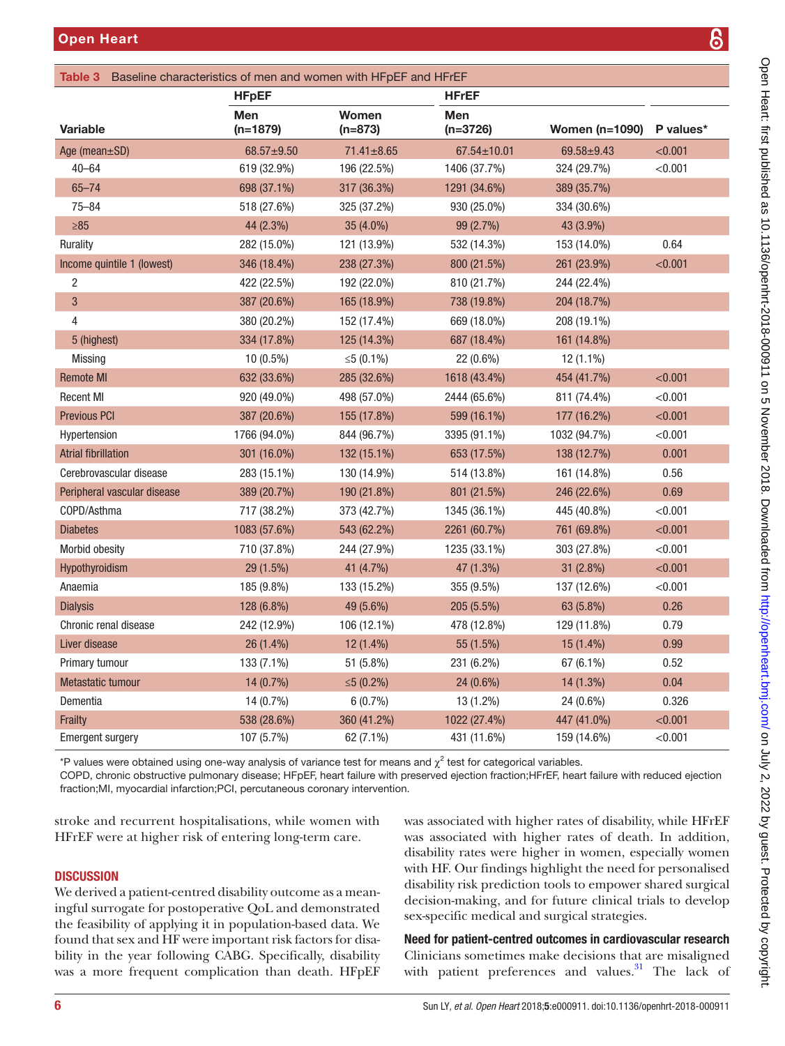**Table 3** Baseline characteristics of men and women with HFpEF and HFrEF

| | HFpEF | | HFrEF | | |
|---|---|---|---|---|---|
| Variable | Men (n=1879) | Women (n=873) | Men (n=3726) | Women (n=1090) | P values* |
| Age (mean±SD) | 68.57±9.50 | 71.41±8.65 | 67.54±10.01 | 69.58±9.43 | <0.001 |
| 40–64 | 619 (32.9%) | 196 (22.5%) | 1406 (37.7%) | 324 (29.7%) | <0.001 |
| 65–74 | 698 (37.1%) | 317 (36.3%) | 1291 (34.6%) | 389 (35.7%) | |
| 75–84 | 518 (27.6%) | 325 (37.2%) | 930 (25.0%) | 334 (30.6%) | |
| ≥85 | 44 (2.3%) | 35 (4.0%) | 99 (2.7%) | 43 (3.9%) | |
| Rurality | 282 (15.0%) | 121 (13.9%) | 532 (14.3%) | 153 (14.0%) | 0.64 |
| Income quintile 1 (lowest) | 346 (18.4%) | 238 (27.3%) | 800 (21.5%) | 261 (23.9%) | <0.001 |
| 2 | 422 (22.5%) | 192 (22.0%) | 810 (21.7%) | 244 (22.4%) | |
| 3 | 387 (20.6%) | 165 (18.9%) | 738 (19.8%) | 204 (18.7%) | |
| 4 | 380 (20.2%) | 152 (17.4%) | 669 (18.0%) | 208 (19.1%) | |
| 5 (highest) | 334 (17.8%) | 125 (14.3%) | 687 (18.4%) | 161 (14.8%) | |
| Missing | 10 (0.5%) | ≤5 (0.1%) | 22 (0.6%) | 12 (1.1%) | |
| Remote MI | 632 (33.6%) | 285 (32.6%) | 1618 (43.4%) | 454 (41.7%) | <0.001 |
| Recent MI | 920 (49.0%) | 498 (57.0%) | 2444 (65.6%) | 811 (74.4%) | <0.001 |
| Previous PCI | 387 (20.6%) | 155 (17.8%) | 599 (16.1%) | 177 (16.2%) | <0.001 |
| Hypertension | 1766 (94.0%) | 844 (96.7%) | 3395 (91.1%) | 1032 (94.7%) | <0.001 |
| Atrial fibrillation | 301 (16.0%) | 132 (15.1%) | 653 (17.5%) | 138 (12.7%) | 0.001 |
| Cerebrovascular disease | 283 (15.1%) | 130 (14.9%) | 514 (13.8%) | 161 (14.8%) | 0.56 |
| Peripheral vascular disease | 389 (20.7%) | 190 (21.8%) | 801 (21.5%) | 246 (22.6%) | 0.69 |
| COPD/Asthma | 717 (38.2%) | 373 (42.7%) | 1345 (36.1%) | 445 (40.8%) | <0.001 |
| Diabetes | 1083 (57.6%) | 543 (62.2%) | 2261 (60.7%) | 761 (69.8%) | <0.001 |
| Morbid obesity | 710 (37.8%) | 244 (27.9%) | 1235 (33.1%) | 303 (27.8%) | <0.001 |
| Hypothyroidism | 29 (1.5%) | 41 (4.7%) | 47 (1.3%) | 31 (2.8%) | <0.001 |
| Anaemia | 185 (9.8%) | 133 (15.2%) | 355 (9.5%) | 137 (12.6%) | <0.001 |
| Dialysis | 128 (6.8%) | 49 (5.6%) | 205 (5.5%) | 63 (5.8%) | 0.26 |
| Chronic renal disease | 242 (12.9%) | 106 (12.1%) | 478 (12.8%) | 129 (11.8%) | 0.79 |
| Liver disease | 26 (1.4%) | 12 (1.4%) | 55 (1.5%) | 15 (1.4%) | 0.99 |
| Primary tumour | 133 (7.1%) | 51 (5.8%) | 231 (6.2%) | 67 (6.1%) | 0.52 |
| Metastatic tumour | 14 (0.7%) | ≤5 (0.2%) | 24 (0.6%) | 14 (1.3%) | 0.04 |
| Dementia | 14 (0.7%) | 6 (0.7%) | 13 (1.2%) | 24 (0.6%) | 0.326 |
| Frailty | 538 (28.6%) | 360 (41.2%) | 1022 (27.4%) | 447 (41.0%) | <0.001 |
| Emergent surgery | 107 (5.7%) | 62 (7.1%) | 431 (11.6%) | 159 (14.6%) | <0.001 |

*P values were obtained using one-way analysis of variance test for means and $\chi^2$ test for categorical variables.
COPD, chronic obstructive pulmonary disease; HFpEF, heart failure with preserved ejection fraction;HFrEF, heart failure with reduced ejection fraction;MI, myocardial infarction;PCI, percutaneous coronary intervention.

stroke and recurrent hospitalisations, while women with HFrEF were at higher risk of entering long-term care.

## DISCUSSION

We derived a patient-centred disability outcome as a meaningful surrogate for postoperative QoL and demonstrated the feasibility of applying it in population-based data. We found that sex and HF were important risk factors for disability in the year following CABG. Specifically, disability was a more frequent complication than death. HFpEF was associated with higher rates of disability, while HFrEF was associated with higher rates of death. In addition, disability rates were higher in women, especially women with HF. Our findings highlight the need for personalised disability risk prediction tools to empower shared surgical decision-making, and for future clinical trials to develop sex-specific medical and surgical strategies.

### Need for patient-centred outcomes in cardiovascular research

Clinicians sometimes make decisions that are misaligned with patient preferences and values.[31] The lack of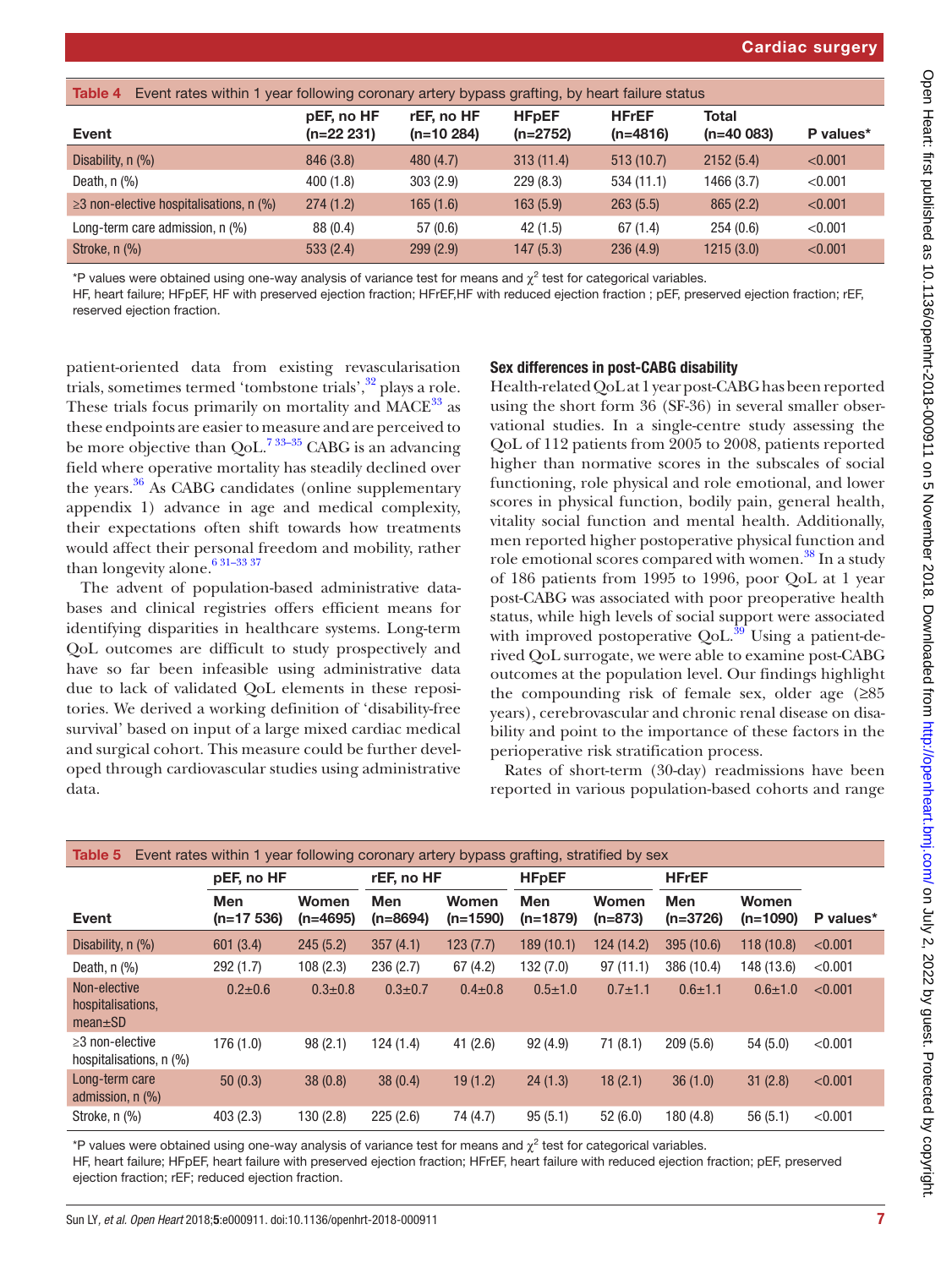**Table 4** Event rates within 1 year following coronary artery bypass grafting, by heart failure status

| Event | pEF, no HF (n=22 231) | rEF, no HF (n=10 284) | HFpEF (n=2752) | HFrEF (n=4816) | Total (n=40 083) | P values* |
|---|---|---|---|---|---|---|
| Disability, n (%) | 846 (3.8) | 480 (4.7) | 313 (11.4) | 513 (10.7) | 2152 (5.4) | <0.001 |
| Death, n (%) | 400 (1.8) | 303 (2.9) | 229 (8.3) | 534 (11.1) | 1466 (3.7) | <0.001 |
| ≥3 non-elective hospitalisations, n (%) | 274 (1.2) | 165 (1.6) | 163 (5.9) | 263 (5.5) | 865 (2.2) | <0.001 |
| Long-term care admission, n (%) | 88 (0.4) | 57 (0.6) | 42 (1.5) | 67 (1.4) | 254 (0.6) | <0.001 |
| Stroke, n (%) | 533 (2.4) | 299 (2.9) | 147 (5.3) | 236 (4.9) | 1215 (3.0) | <0.001 |

*P values were obtained using one-way analysis of variance test for means and $\chi^2$ test for categorical variables.
HF, heart failure; HFpEF, HF with preserved ejection fraction; HFrEF,HF with reduced ejection fraction ; pEF, preserved ejection fraction; rEF, reserved ejection fraction.

patient-oriented data from existing revascularisation trials, sometimes termed 'tombstone trials',[32] plays a role. These trials focus primarily on mortality and MACE[33] as these endpoints are easier to measure and are perceived to be more objective than QoL.[7 33–35] CABG is an advancing field where operative mortality has steadily declined over the years.[36] As CABG candidates (online supplementary appendix 1) advance in age and medical complexity, their expectations often shift towards how treatments would affect their personal freedom and mobility, rather than longevity alone.[6 31–33 37]

The advent of population-based administrative databases and clinical registries offers efficient means for identifying disparities in healthcare systems. Long-term QoL outcomes are difficult to study prospectively and have so far been infeasible using administrative data due to lack of validated QoL elements in these repositories. We derived a working definition of 'disability-free survival' based on input of a large mixed cardiac medical and surgical cohort. This measure could be further developed through cardiovascular studies using administrative data.

### Sex differences in post-CABG disability

Health-related QoL at 1 year post-CABG has been reported using the short form 36 (SF-36) in several smaller observational studies. In a single-centre study assessing the QoL of 112 patients from 2005 to 2008, patients reported higher than normative scores in the subscales of social functioning, role physical and role emotional, and lower scores in physical function, bodily pain, general health, vitality social function and mental health. Additionally, men reported higher postoperative physical function and role emotional scores compared with women.[38] In a study of 186 patients from 1995 to 1996, poor QoL at 1 year post-CABG was associated with poor preoperative health status, while high levels of social support were associated with improved postoperative QoL.[39] Using a patient-derived QoL surrogate, we were able to examine post-CABG outcomes at the population level. Our findings highlight the compounding risk of female sex, older age (≥85 years), cerebrovascular and chronic renal disease on disability and point to the importance of these factors in the perioperative risk stratification process.

Rates of short-term (30-day) readmissions have been reported in various population-based cohorts and range

**Table 5** Event rates within 1 year following coronary artery bypass grafting, stratified by sex

| Event | pEF, no HF | | rEF, no HF | | HFpEF | | HFrEF | | P values* |
|---|---|---|---|---|---|---|---|---|---|
| | Men (n=17 536) | Women (n=4695) | Men (n=8694) | Women (n=1590) | Men (n=1879) | Women (n=873) | Men (n=3726) | Women (n=1090) | |
| Disability, n (%) | 601 (3.4) | 245 (5.2) | 357 (4.1) | 123 (7.7) | 189 (10.1) | 124 (14.2) | 395 (10.6) | 118 (10.8) | <0.001 |
| Death, n (%) | 292 (1.7) | 108 (2.3) | 236 (2.7) | 67 (4.2) | 132 (7.0) | 97 (11.1) | 386 (10.4) | 148 (13.6) | <0.001 |
| Non-elective hospitalisations, mean±SD | 0.2±0.6 | 0.3±0.8 | 0.3±0.7 | 0.4±0.8 | 0.5±1.0 | 0.7±1.1 | 0.6±1.1 | 0.6±1.0 | <0.001 |
| ≥3 non-elective hospitalisations, n (%) | 176 (1.0) | 98 (2.1) | 124 (1.4) | 41 (2.6) | 92 (4.9) | 71 (8.1) | 209 (5.6) | 54 (5.0) | <0.001 |
| Long-term care admission, n (%) | 50 (0.3) | 38 (0.8) | 38 (0.4) | 19 (1.2) | 24 (1.3) | 18 (2.1) | 36 (1.0) | 31 (2.8) | <0.001 |
| Stroke, n (%) | 403 (2.3) | 130 (2.8) | 225 (2.6) | 74 (4.7) | 95 (5.1) | 52 (6.0) | 180 (4.8) | 56 (5.1) | <0.001 |

*P values were obtained using one-way analysis of variance test for means and $\chi^2$ test for categorical variables.
HF, heart failure; HFpEF, heart failure with preserved ejection fraction; HFrEF, heart failure with reduced ejection fraction; pEF, preserved ejection fraction; rEF; reduced ejection fraction.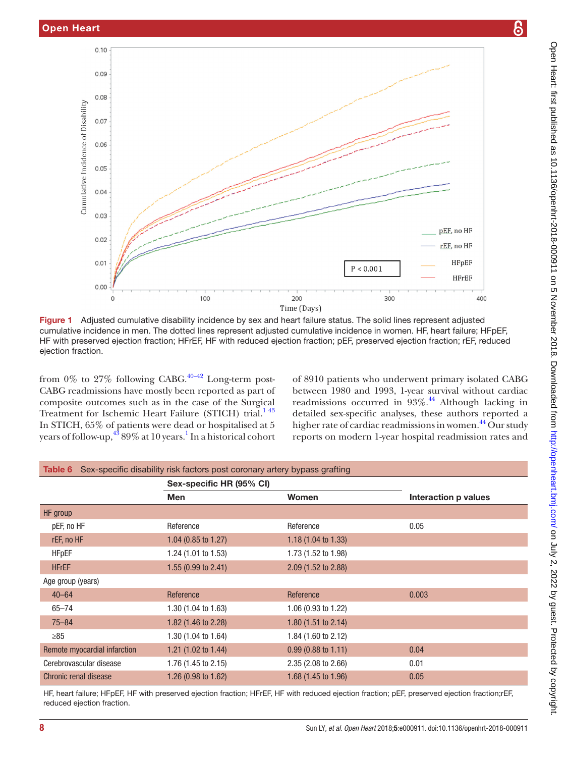Figure 1 Adjusted cumulative disability incidence by sex and heart failure status. The solid lines represent adjusted cumulative incidence in men. The dotted lines represent adjusted cumulative incidence in women. HF, heart failure; HFpEF, HF with preserved ejection fraction; HFrEF, HF with reduced ejection fraction; pEF, preserved ejection fraction; rEF, reduced ejection fraction.

from 0% to 27% following CABG.[40–42] Long-term post-CABG readmissions have mostly been reported as part of composite outcomes such as in the case of the Surgical Treatment for Ischemic Heart Failure (STICH) trial.[1 43] In STICH, 65% of patients were dead or hospitalised at 5 years of follow-up,[43] 89% at 10 years.[1] In a historical cohort of 8910 patients who underwent primary isolated CABG between 1980 and 1993, 1-year survival without cardiac readmissions occurred in 93%.[44] Although lacking in detailed sex-specific analyses, these authors reported a higher rate of cardiac readmissions in women.[44] Our study reports on modern 1-year hospital readmission rates and

**Table 6** Sex-specific disability risk factors post coronary artery bypass grafting

| | Sex-specific HR (95% CI) | | |
|---|---|---|---|
| | Men | Women | Interaction p values |
| HF group | | | |
| pEF, no HF | Reference | Reference | 0.05 |
| rEF, no HF | 1.04 (0.85 to 1.27) | 1.18 (1.04 to 1.33) | |
| HFpEF | 1.24 (1.01 to 1.53) | 1.73 (1.52 to 1.98) | |
| HFrEF | 1.55 (0.99 to 2.41) | 2.09 (1.52 to 2.88) | |
| Age group (years) | | | |
| 40–64 | Reference | Reference | 0.003 |
| 65–74 | 1.30 (1.04 to 1.63) | 1.06 (0.93 to 1.22) | |
| 75–84 | 1.82 (1.46 to 2.28) | 1.80 (1.51 to 2.14) | |
| ≥85 | 1.30 (1.04 to 1.64) | 1.84 (1.60 to 2.12) | |
| Remote myocardial infarction | 1.21 (1.02 to 1.44) | 0.99 (0.88 to 1.11) | 0.04 |
| Cerebrovascular disease | 1.76 (1.45 to 2.15) | 2.35 (2.08 to 2.66) | 0.01 |
| Chronic renal disease | 1.26 (0.98 to 1.62) | 1.68 (1.45 to 1.96) | 0.05 |

HF, heart failure; HFpEF, HF with preserved ejection fraction; HFrEF, HF with reduced ejection fraction; pEF, preserved ejection fraction;rEF, reduced ejection fraction.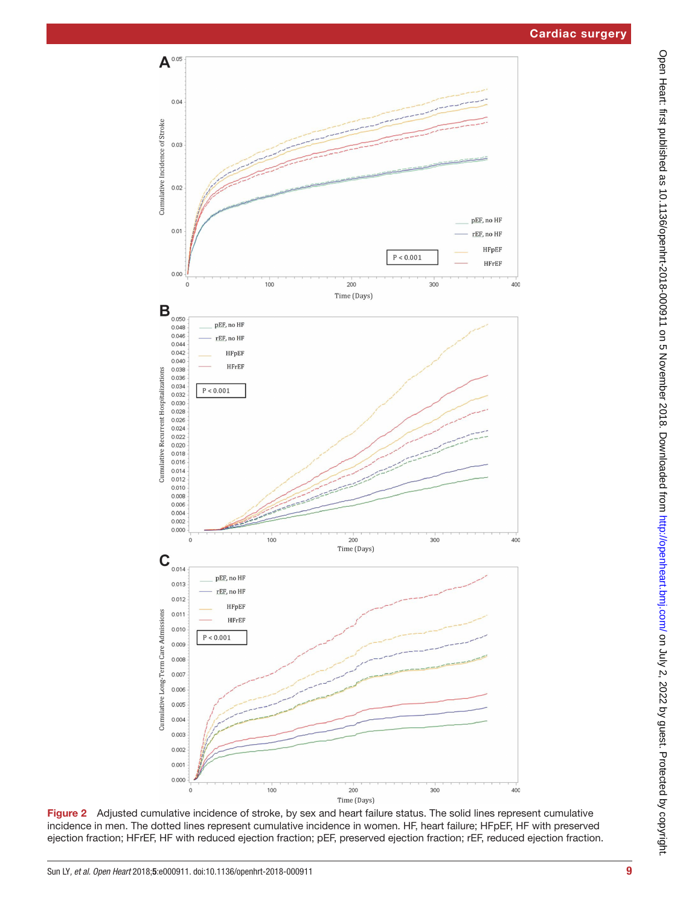**Figure 2** Adjusted cumulative incidence of stroke, by sex and heart failure status. The solid lines represent cumulative incidence in men. The dotted lines represent cumulative incidence in women. HF, heart failure; HFpEF, HF with preserved ejection fraction; HFrEF, HF with reduced ejection fraction; pEF, preserved ejection fraction; rEF, reduced ejection fraction.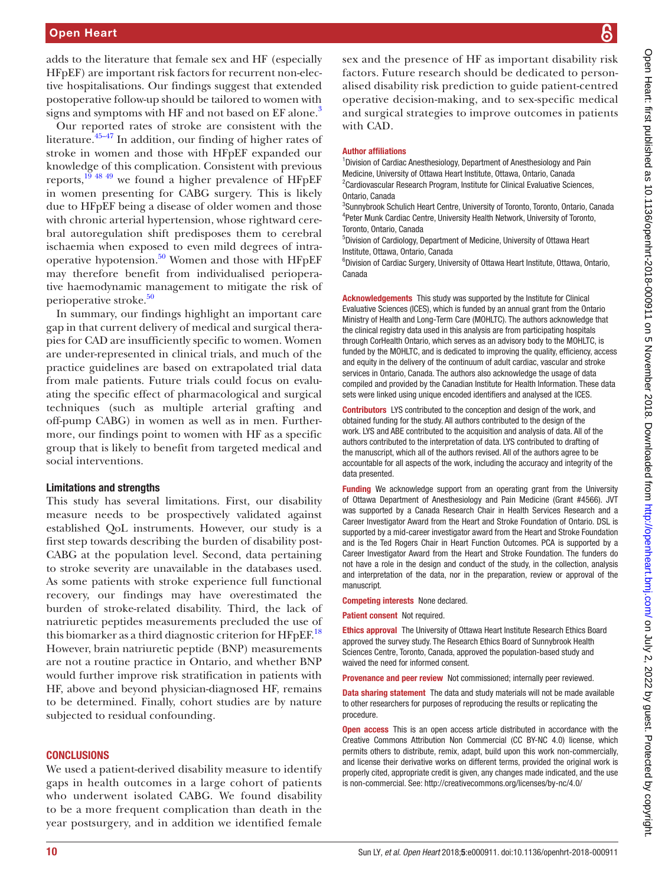adds to the literature that female sex and HF (especially HFpEF) are important risk factors for recurrent non-elective hospitalisations. Our findings suggest that extended postoperative follow-up should be tailored to women with signs and symptoms with HF and not based on EF alone.[3]

Our reported rates of stroke are consistent with the literature.[45–47] In addition, our finding of higher rates of stroke in women and those with HFpEF expanded our knowledge of this complication. Consistent with previous reports,[19 48 49] we found a higher prevalence of HFpEF in women presenting for CABG surgery. This is likely due to HFpEF being a disease of older women and those with chronic arterial hypertension, whose rightward cerebral autoregulation shift predisposes them to cerebral ischaemia when exposed to even mild degrees of intraoperative hypotension.[50] Women and those with HFpEF may therefore benefit from individualised perioperative haemodynamic management to mitigate the risk of perioperative stroke.[50]

In summary, our findings highlight an important care gap in that current delivery of medical and surgical therapies for CAD are insufficiently specific to women. Women are under-represented in clinical trials, and much of the practice guidelines are based on extrapolated trial data from male patients. Future trials could focus on evaluating the specific effect of pharmacological and surgical techniques (such as multiple arterial grafting and off-pump CABG) in women as well as in men. Furthermore, our findings point to women with HF as a specific group that is likely to benefit from targeted medical and social interventions.

### Limitations and strengths

This study has several limitations. First, our disability measure needs to be prospectively validated against established QoL instruments. However, our study is a first step towards describing the burden of disability post-CABG at the population level. Second, data pertaining to stroke severity are unavailable in the databases used. As some patients with stroke experience full functional recovery, our findings may have overestimated the burden of stroke-related disability. Third, the lack of natriuretic peptides measurements precluded the use of this biomarker as a third diagnostic criterion for HFpEF.[18] However, brain natriuretic peptide (BNP) measurements are not a routine practice in Ontario, and whether BNP would further improve risk stratification in patients with HF, above and beyond physician-diagnosed HF, remains to be determined. Finally, cohort studies are by nature subjected to residual confounding.

## CONCLUSIONS

We used a patient-derived disability measure to identify gaps in health outcomes in a large cohort of patients who underwent isolated CABG. We found disability to be a more frequent complication than death in the year postsurgery, and in addition we identified female sex and the presence of HF as important disability risk factors. Future research should be dedicated to personalised disability risk prediction to guide patient-centred operative decision-making, and to sex-specific medical and surgical strategies to improve outcomes in patients with CAD.

**Author affiliations**

[1]Division of Cardiac Anesthesiology, Department of Anesthesiology and Pain Medicine, University of Ottawa Heart Institute, Ottawa, Ontario, Canada
[2]Cardiovascular Research Program, Institute for Clinical Evaluative Sciences, Ontario, Canada
[3]Sunnybrook Schulich Heart Centre, University of Toronto, Toronto, Ontario, Canada
[4]Peter Munk Cardiac Centre, University Health Network, University of Toronto, Toronto, Ontario, Canada
[5]Division of Cardiology, Department of Medicine, University of Ottawa Heart Institute, Ottawa, Ontario, Canada
[6]Division of Cardiac Surgery, University of Ottawa Heart Institute, Ottawa, Ontario, Canada

**Acknowledgements** This study was supported by the Institute for Clinical Evaluative Sciences (ICES), which is funded by an annual grant from the Ontario Ministry of Health and Long-Term Care (MOHLTC). The authors acknowledge that the clinical registry data used in this analysis are from participating hospitals through CorHealth Ontario, which serves as an advisory body to the MOHLTC, is funded by the MOHLTC, and is dedicated to improving the quality, efficiency, access and equity in the delivery of the continuum of adult cardiac, vascular and stroke services in Ontario, Canada. The authors also acknowledge the usage of data compiled and provided by the Canadian Institute for Health Information. These data sets were linked using unique encoded identifiers and analysed at the ICES.

**Contributors** LYS contributed to the conception and design of the work, and obtained funding for the study. All authors contributed to the design of the work. LYS and ABE contributed to the acquisition and analysis of data. All of the authors contributed to the interpretation of data. LYS contributed to drafting of the manuscript, which all of the authors revised. All of the authors agree to be accountable for all aspects of the work, including the accuracy and integrity of the data presented.

**Funding** We acknowledge support from an operating grant from the University of Ottawa Department of Anesthesiology and Pain Medicine (Grant #4566). JVT was supported by a Canada Research Chair in Health Services Research and a Career Investigator Award from the Heart and Stroke Foundation of Ontario. DSL is supported by a mid-career investigator award from the Heart and Stroke Foundation and is the Ted Rogers Chair in Heart Function Outcomes. PCA is supported by a Career Investigator Award from the Heart and Stroke Foundation. The funders do not have a role in the design and conduct of the study, in the collection, analysis and interpretation of the data, nor in the preparation, review or approval of the manuscript.

**Competing interests** None declared.

**Patient consent** Not required.

**Ethics approval** The University of Ottawa Heart Institute Research Ethics Board approved the survey study. The Research Ethics Board of Sunnybrook Health Sciences Centre, Toronto, Canada, approved the population-based study and waived the need for informed consent.

**Provenance and peer review** Not commissioned; internally peer reviewed.

**Data sharing statement** The data and study materials will not be made available to other researchers for purposes of reproducing the results or replicating the procedure.

**Open access** This is an open access article distributed in accordance with the Creative Commons Attribution Non Commercial (CC BY-NC 4.0) license, which permits others to distribute, remix, adapt, build upon this work non-commercially, and license their derivative works on different terms, provided the original work is properly cited, appropriate credit is given, any changes made indicated, and the use is non-commercial. See: http://creativecommons.org/licenses/by-nc/4.0/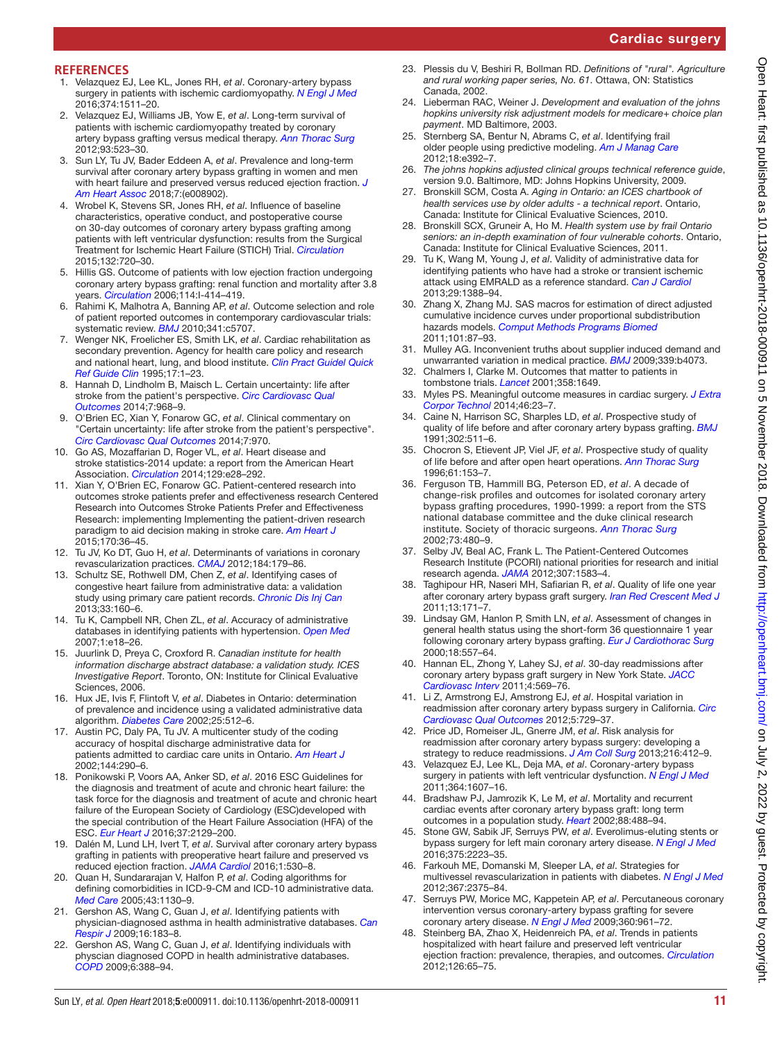## REFERENCES

1. Velazquez EJ, Lee KL, Jones RH, *et al*. Coronary-artery bypass surgery in patients with ischemic cardiomyopathy. *N Engl J Med* 2016;374:1511–20.
2. Velazquez EJ, Williams JB, Yow E, *et al*. Long-term survival of patients with ischemic cardiomyopathy treated by coronary artery bypass grafting versus medical therapy. *Ann Thorac Surg* 2012;93:523–30.
3. Sun LY, Tu JV, Bader Eddeen A, *et al*. Prevalence and long-term survival after coronary artery bypass grafting in women and men with heart failure and preserved versus reduced ejection fraction. *J Am Heart Assoc* 2018;7:(e008902).
4. Wrobel K, Stevens SR, Jones RH, *et al*. Influence of baseline characteristics, operative conduct, and postoperative course on 30-day outcomes of coronary artery bypass grafting among patients with left ventricular dysfunction: results from the Surgical Treatment for Ischemic Heart Failure (STICH) Trial. *Circulation* 2015;132:720–30.
5. Hillis GS. Outcome of patients with low ejection fraction undergoing coronary artery bypass grafting: renal function and mortality after 3.8 years. *Circulation* 2006;114:I-414–419.
6. Rahimi K, Malhotra A, Banning AP, *et al*. Outcome selection and role of patient reported outcomes in contemporary cardiovascular trials: systematic review. *BMJ* 2010;341:c5707.
7. Wenger NK, Froelicher ES, Smith LK, *et al*. Cardiac rehabilitation as secondary prevention. Agency for health care policy and research and national heart, lung, and blood institute. *Clin Pract Guidel Quick Ref Guide Clin* 1995;17:1–23.
8. Hannah D, Lindholm B, Maisch L. Certain uncertainty: life after stroke from the patient's perspective. *Circ Cardiovasc Qual Outcomes* 2014;7:968–9.
9. O'Brien EC, Xian Y, Fonarow GC, *et al*. Clinical commentary on "Certain uncertainty: life after stroke from the patient's perspective". *Circ Cardiovasc Qual Outcomes* 2014;7:970.
10. Go AS, Mozaffarian D, Roger VL, *et al*. Heart disease and stroke statistics-2014 update: a report from the American Heart Association. *Circulation* 2014;129:e28–292.
11. Xian Y, O'Brien EC, Fonarow GC. Patient-centered research into outcomes stroke patients prefer and effectiveness research Centered Research into Outcomes Stroke Patients Prefer and Effectiveness Research: implementing Implementing the patient-driven research paradigm to aid decision making in stroke care. *Am Heart J* 2015;170:36–45.
12. Tu JV, Ko DT, Guo H, *et al*. Determinants of variations in coronary revascularization practices. *CMAJ* 2012;184:179–86.
13. Schultz SE, Rothwell DM, Chen Z, *et al*. Identifying cases of congestive heart failure from administrative data: a validation study using primary care patient records. *Chronic Dis Inj Can* 2013;33:160–6.
14. Tu K, Campbell NR, Chen ZL, *et al*. Accuracy of administrative databases in identifying patients with hypertension. *Open Med* 2007;1:e18–26.
15. Juurlink D, Preya C, Croxford R. *Canadian institute for health information discharge abstract database: a validation study. ICES Investigative Report*. Toronto, ON: Institute for Clinical Evaluative Sciences, 2006.
16. Hux JE, Ivis F, Flintoft V, *et al*. Diabetes in Ontario: determination of prevalence and incidence using a validated administrative data algorithm. *Diabetes Care* 2002;25:512–6.
17. Austin PC, Daly PA, Tu JV. A multicenter study of the coding accuracy of hospital discharge administrative data for patients admitted to cardiac care units in Ontario. *Am Heart J* 2002;144:290–6.
18. Ponikowski P, Voors AA, Anker SD, *et al*. 2016 ESC Guidelines for the diagnosis and treatment of acute and chronic heart failure: the task force for the diagnosis and treatment of acute and chronic heart failure of the European Society of Cardiology (ESC)developed with the special contribution of the Heart Failure Association (HFA) of the ESC. *Eur Heart J* 2016;37:2129–200.
19. Dalén M, Lund LH, Ivert T, *et al*. Survival after coronary artery bypass grafting in patients with preoperative heart failure and preserved vs reduced ejection fraction. *JAMA Cardiol* 2016;1:530–8.
20. Quan H, Sundararajan V, Halfon P, *et al*. Coding algorithms for defining comorbidities in ICD-9-CM and ICD-10 administrative data. *Med Care* 2005;43:1130–9.
21. Gershon AS, Wang C, Guan J, *et al*. Identifying patients with physician-diagnosed asthma in health administrative databases. *Can Respir J* 2009;16:183–8.
22. Gershon AS, Wang C, Guan J, *et al*. Identifying individuals with physcian diagnosed COPD in health administrative databases. *COPD* 2009;6:388–94.
23. Plessis du V, Beshiri R, Bollman RD. *Definitions of "rural". Agriculture and rural working paper series, No. 61*. Ottawa, ON: Statistics Canada, 2002.
24. Lieberman RAC, Weiner J. *Development and evaluation of the johns hopkins university risk adjustment models for medicare+ choice plan payment*. MD Baltimore, 2003.
25. Sternberg SA, Bentur N, Abrams C, *et al*. Identifying frail older people using predictive modeling. *Am J Manag Care* 2012;18:e392–7.
26. *The johns hopkins adjusted clinical groups technical reference guide*, version 9.0. Baltimore, MD: Johns Hopkins University, 2009.
27. Bronskill SCM, Costa A. *Aging in Ontario: an ICES chartbook of health services use by older adults - a technical report*. Ontario, Canada: Institute for Clinical Evaluative Sciences, 2010.
28. Bronskill SCX, Gruneir A, Ho M. *Health system use by frail Ontario seniors: an in-depth examination of four vulnerable cohorts*. Ontario, Canada: Institute for Clinical Evaluative Sciences, 2011.
29. Tu K, Wang M, Young J, *et al*. Validity of administrative data for identifying patients who have had a stroke or transient ischemic attack using EMRALD as a reference standard. *Can J Cardiol* 2013;29:1388–94.
30. Zhang X, Zhang MJ. SAS macros for estimation of direct adjusted cumulative incidence curves under proportional subdistribution hazards models. *Comput Methods Programs Biomed* 2011;101:87–93.
31. Mulley AG. Inconvenient truths about supplier induced demand and unwarranted variation in medical practice. *BMJ* 2009;339:b4073.
32. Chalmers I, Clarke M. Outcomes that matter to patients in tombstone trials. *Lancet* 2001;358:1649.
33. Myles PS. Meaningful outcome measures in cardiac surgery. *J Extra Corpor Technol* 2014;46:23–7.
34. Caine N, Harrison SC, Sharples LD, *et al*. Prospective study of quality of life before and after coronary artery bypass grafting. *BMJ* 1991;302:511–6.
35. Chocron S, Etievent JP, Viel JF, *et al*. Prospective study of quality of life before and after open heart operations. *Ann Thorac Surg* 1996;61:153–7.
36. Ferguson TB, Hammill BG, Peterson ED, *et al*. A decade of change-risk profiles and outcomes for isolated coronary artery bypass grafting procedures, 1990-1999: a report from the STS national database committee and the duke clinical research institute. Society of thoracic surgeons. *Ann Thorac Surg* 2002;73:480–9.
37. Selby JV, Beal AC, Frank L. The Patient-Centered Outcomes Research Institute (PCORI) national priorities for research and initial research agenda. *JAMA* 2012;307:1583–4.
38. Taghipour HR, Naseri MH, Safiarian R, *et al*. Quality of life one year after coronary artery bypass graft surgery. *Iran Red Crescent Med J* 2011;13:171–7.
39. Lindsay GM, Hanlon P, Smith LN, *et al*. Assessment of changes in general health status using the short-form 36 questionnaire 1 year following coronary artery bypass grafting. *Eur J Cardiothorac Surg* 2000;18:557–64.
40. Hannan EL, Zhong Y, Lahey SJ, *et al*. 30-day readmissions after coronary artery bypass graft surgery in New York State. *JACC Cardiovasc Interv* 2011;4:569–76.
41. Li Z, Armstrong EJ, Amstrong EJ, *et al*. Hospital variation in readmission after coronary artery bypass surgery in California. *Circ Cardiovasc Qual Outcomes* 2012;5:729–37.
42. Price JD, Romeiser JL, Gnerre JM, *et al*. Risk analysis for readmission after coronary artery bypass surgery: developing a strategy to reduce readmissions. *J Am Coll Surg* 2013;216:412–9.
43. Velazquez EJ, Lee KL, Deja MA, *et al*. Coronary-artery bypass surgery in patients with left ventricular dysfunction. *N Engl J Med* 2011;364:1607–16.
44. Bradshaw PJ, Jamrozik K, Le M, *et al*. Mortality and recurrent cardiac events after coronary artery bypass graft: long term outcomes in a population study. *Heart* 2002;88:488–94.
45. Stone GW, Sabik JF, Serruys PW, *et al*. Everolimus-eluting stents or bypass surgery for left main coronary artery disease. *N Engl J Med* 2016;375:2223–35.
46. Farkouh ME, Domanski M, Sleeper LA, *et al*. Strategies for multivessel revascularization in patients with diabetes. *N Engl J Med* 2012;367:2375–84.
47. Serruys PW, Morice MC, Kappetein AP, *et al*. Percutaneous coronary intervention versus coronary-artery bypass grafting for severe coronary artery disease. *N Engl J Med* 2009;360:961–72.
48. Steinberg BA, Zhao X, Heidenreich PA, *et al*. Trends in patients hospitalized with heart failure and preserved left ventricular ejection fraction: prevalence, therapies, and outcomes. *Circulation* 2012;126:65–75.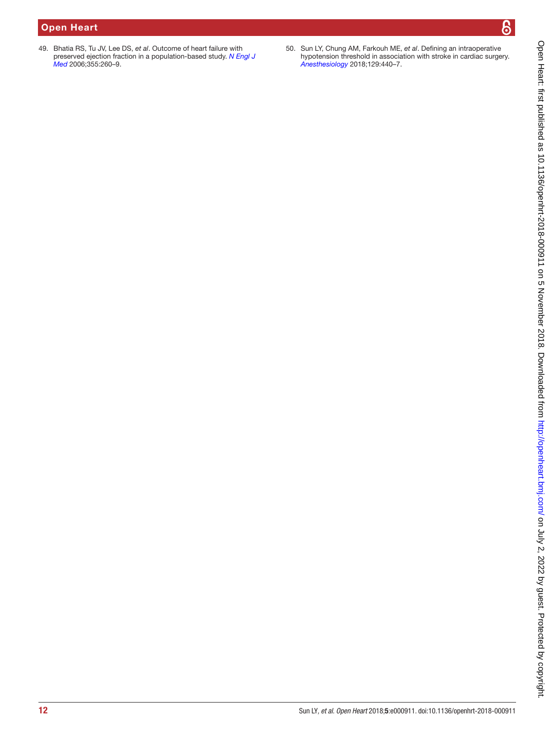49. Bhatia RS, Tu JV, Lee DS, *et al*. Outcome of heart failure with preserved ejection fraction in a population-based study. *N Engl J Med* 2006;355:260–9.

50. Sun LY, Chung AM, Farkouh ME, *et al*. Defining an intraoperative hypotension threshold in association with stroke in cardiac surgery. *Anesthesiology* 2018;129:440–7.